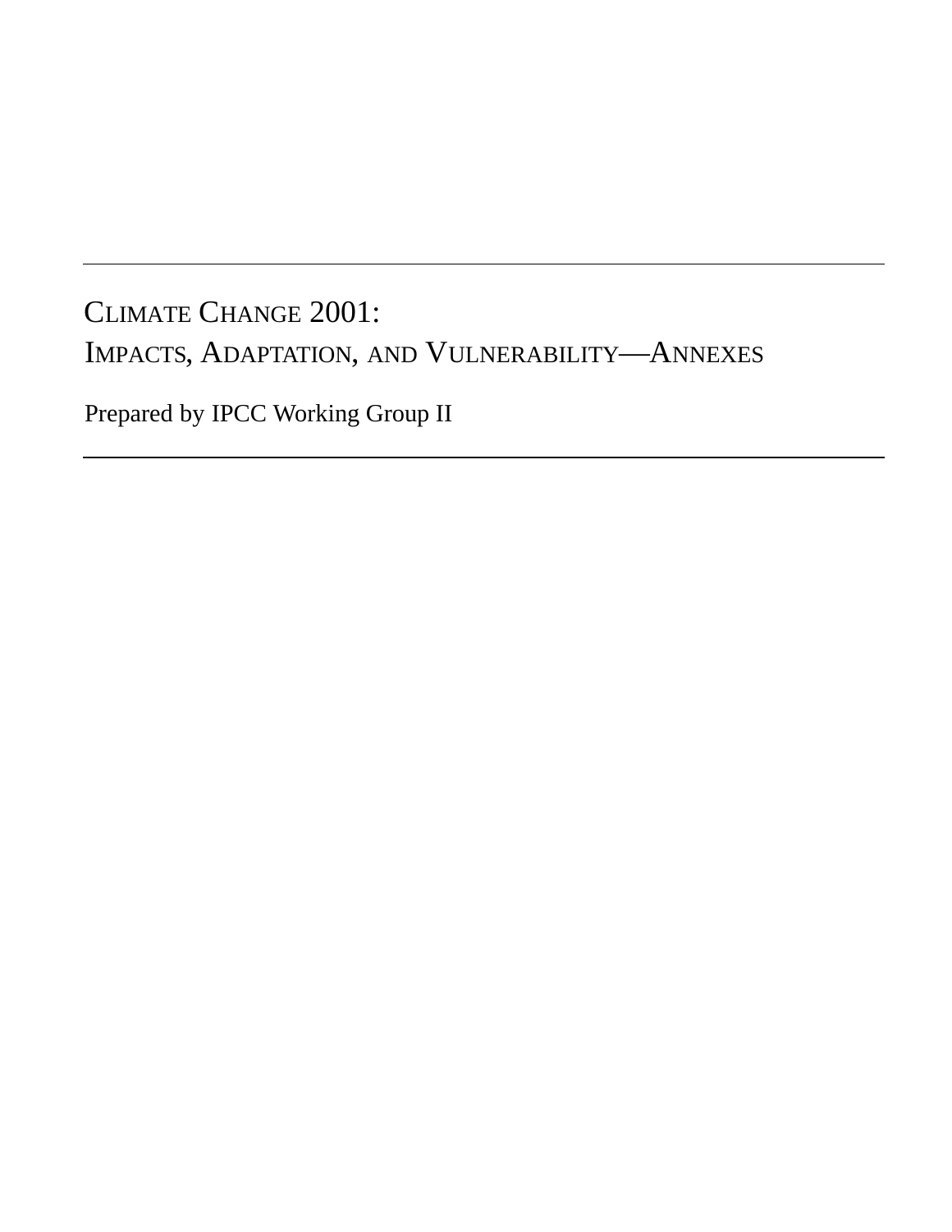# Climate Change 2001:
# Impacts, Adaptation, and Vulnerability—Annexes

Prepared by IPCC Working Group II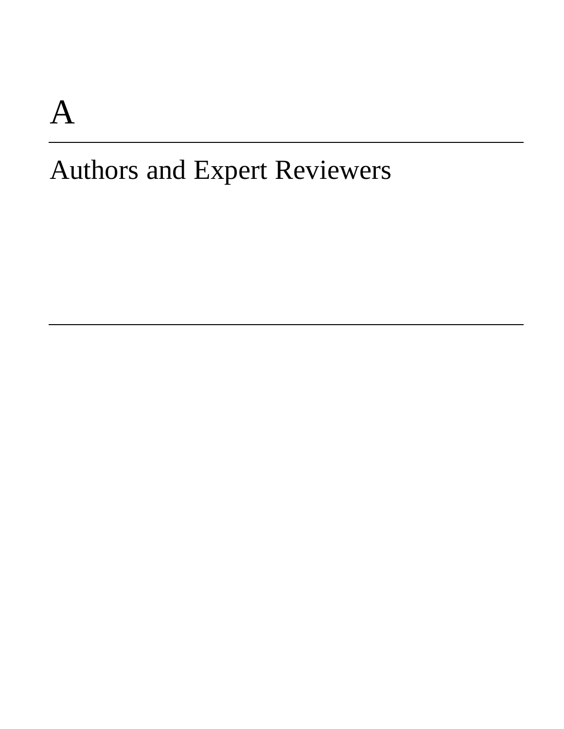# A

## Authors and Expert Reviewers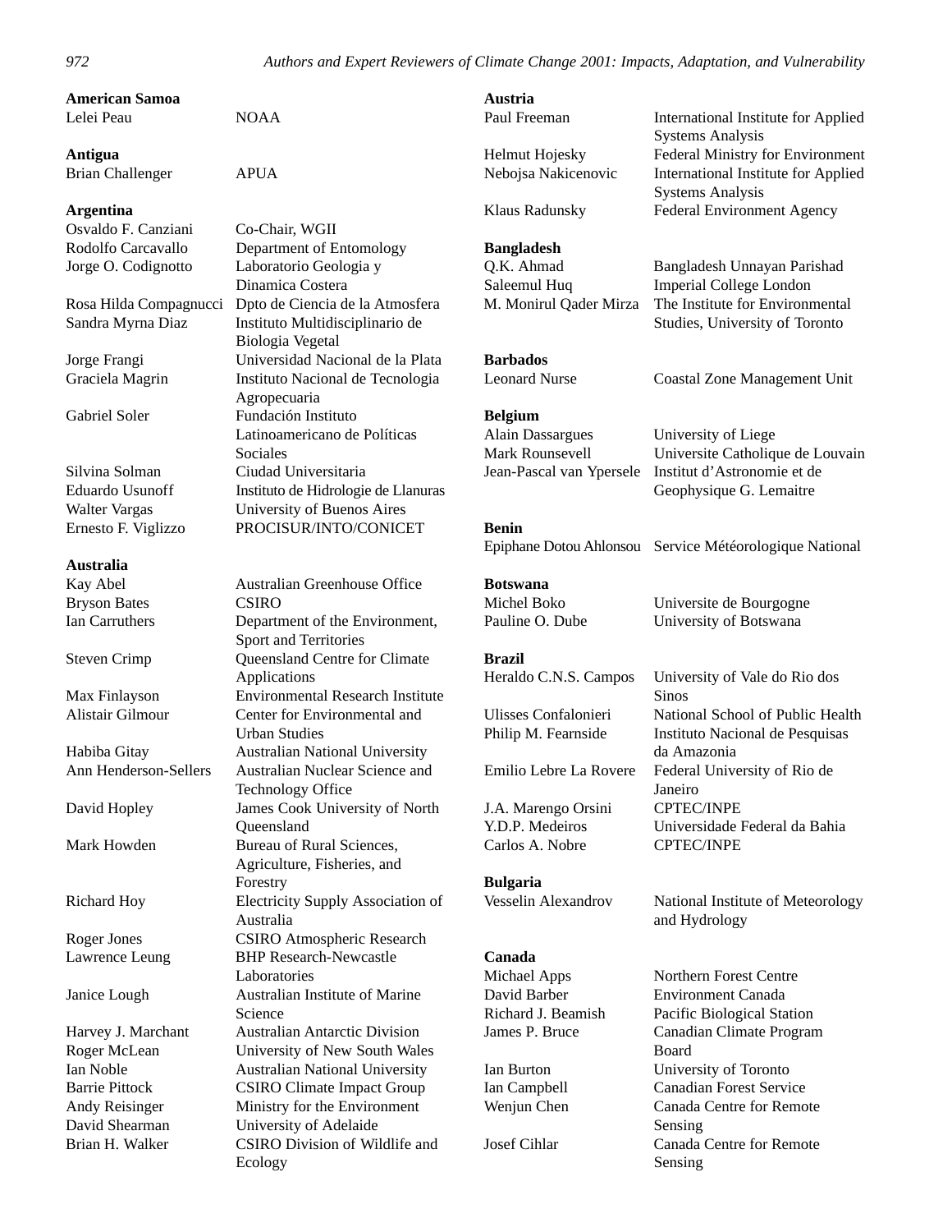**American Samoa**

| | |
|---|---|
| Lelei Peau | NOAA |

**Antigua**

| | |
|---|---|
| Brian Challenger | APUA |

**Argentina**

| | |
|---|---|
| Osvaldo F. Canziani | Co-Chair, WGII |
| Rodolfo Carcavallo | Department of Entomology |
| Jorge O. Codignotto | Laboratorio Geologia y Dinamica Costera |
| Rosa Hilda Compagnucci | Dpto de Ciencia de la Atmosfera |
| Sandra Myrna Diaz | Instituto Multidisciplinario de Biologia Vegetal |
| Jorge Frangi | Universidad Nacional de la Plata |
| Graciela Magrin | Instituto Nacional de Tecnologia Agropecuaria |
| Gabriel Soler | Fundación Instituto Latinoamericano de Políticas Sociales |
| Silvina Solman | Ciudad Universitaria |
| Eduardo Usunoff | Instituto de Hidrologie de Llanuras |
| Walter Vargas | University of Buenos Aires |
| Ernesto F. Viglizzo | PROCISUR/INTO/CONICET |

**Australia**

| | |
|---|---|
| Kay Abel | Australian Greenhouse Office |
| Bryson Bates | CSIRO |
| Ian Carruthers | Department of the Environment, Sport and Territories |
| Steven Crimp | Queensland Centre for Climate Applications |
| Max Finlayson | Environmental Research Institute |
| Alistair Gilmour | Center for Environmental and Urban Studies |
| Habiba Gitay | Australian National University |
| Ann Henderson-Sellers | Australian Nuclear Science and Technology Office |
| David Hopley | James Cook University of North Queensland |
| Mark Howden | Bureau of Rural Sciences, Agriculture, Fisheries, and Forestry |
| Richard Hoy | Electricity Supply Association of Australia |
| Roger Jones | CSIRO Atmospheric Research |
| Lawrence Leung | BHP Research-Newcastle Laboratories |
| Janice Lough | Australian Institute of Marine Science |
| Harvey J. Marchant | Australian Antarctic Division |
| Roger McLean | University of New South Wales |
| Ian Noble | Australian National University |
| Barrie Pittock | CSIRO Climate Impact Group |
| Andy Reisinger | Ministry for the Environment |
| David Shearman | University of Adelaide |
| Brian H. Walker | CSIRO Division of Wildlife and Ecology |

**Austria**

| | |
|---|---|
| Paul Freeman | International Institute for Applied Systems Analysis |
| Helmut Hojesky | Federal Ministry for Environment |
| Nebojsa Nakicenovic | International Institute for Applied Systems Analysis |
| Klaus Radunsky | Federal Environment Agency |

**Bangladesh**

| | |
|---|---|
| Q.K. Ahmad | Bangladesh Unnayan Parishad |
| Saleemul Huq | Imperial College London |
| M. Monirul Qader Mirza | The Institute for Environmental Studies, University of Toronto |

**Barbados**

| | |
|---|---|
| Leonard Nurse | Coastal Zone Management Unit |

**Belgium**

| | |
|---|---|
| Alain Dassargues | University of Liege |
| Mark Rounsevell | Universite Catholique de Louvain |
| Jean-Pascal van Ypersele | Institut d'Astronomie et de Geophysique G. Lemaitre |

**Benin**

| | |
|---|---|
| Epiphane Dotou Ahlonsou | Service Météorologique National |

**Botswana**

| | |
|---|---|
| Michel Boko | Universite de Bourgogne |
| Pauline O. Dube | University of Botswana |

**Brazil**

| | |
|---|---|
| Heraldo C.N.S. Campos | University of Vale do Rio dos Sinos |
| Ulisses Confalonieri | National School of Public Health |
| Philip M. Fearnside | Instituto Nacional de Pesquisas da Amazonia |
| Emilio Lebre La Rovere | Federal University of Rio de Janeiro |
| J.A. Marengo Orsini | CPTEC/INPE |
| Y.D.P. Medeiros | Universidade Federal da Bahia |
| Carlos A. Nobre | CPTEC/INPE |

**Bulgaria**

| | |
|---|---|
| Vesselin Alexandrov | National Institute of Meteorology and Hydrology |

**Canada**

| | |
|---|---|
| Michael Apps | Northern Forest Centre |
| David Barber | Environment Canada |
| Richard J. Beamish | Pacific Biological Station |
| James P. Bruce | Canadian Climate Program Board |
| Ian Burton | University of Toronto |
| Ian Campbell | Canadian Forest Service |
| Wenjun Chen | Canada Centre for Remote Sensing |
| Josef Cihlar | Canada Centre for Remote Sensing |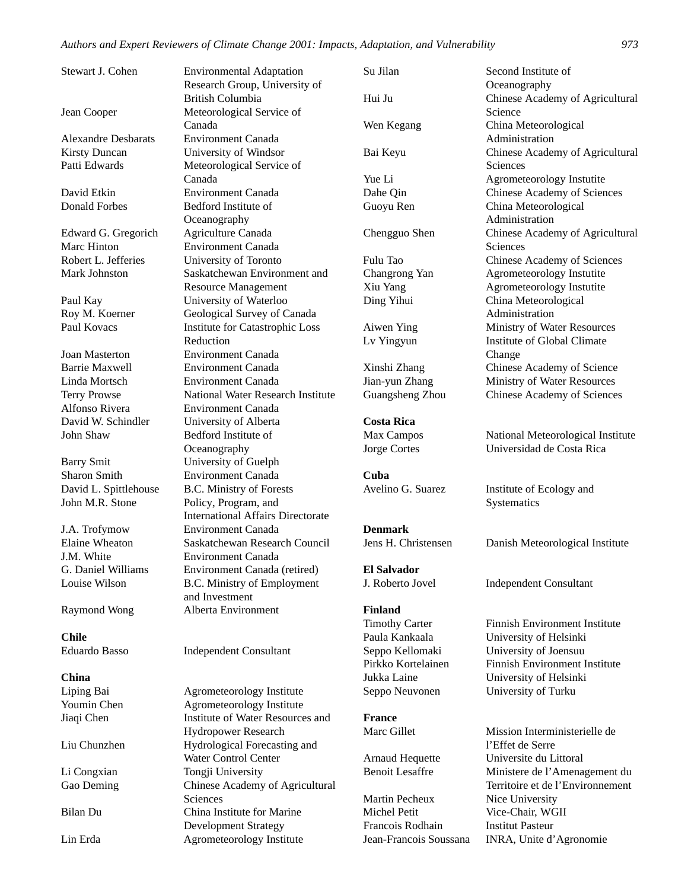| | |
|---|---|
| Stewart J. Cohen | Environmental Adaptation Research Group, University of British Columbia |
| Jean Cooper | Meteorological Service of Canada |
| Alexandre Desbarats | Environment Canada |
| Kirsty Duncan | University of Windsor |
| Patti Edwards | Meteorological Service of Canada |
| David Etkin | Environment Canada |
| Donald Forbes | Bedford Institute of Oceanography |
| Edward G. Gregorich | Agriculture Canada |
| Marc Hinton | Environment Canada |
| Robert L. Jefferies | University of Toronto |
| Mark Johnston | Saskatchewan Environment and Resource Management |
| Paul Kay | University of Waterloo |
| Roy M. Koerner | Geological Survey of Canada |
| Paul Kovacs | Institute for Catastrophic Loss Reduction |
| Joan Masterton | Environment Canada |
| Barrie Maxwell | Environment Canada |
| Linda Mortsch | Environment Canada |
| Terry Prowse | National Water Research Institute |
| Alfonso Rivera | Environment Canada |
| David W. Schindler | University of Alberta |
| John Shaw | Bedford Institute of Oceanography |
| Barry Smit | University of Guelph |
| Sharon Smith | Environment Canada |
| David L. Spittlehouse | B.C. Ministry of Forests |
| John M.R. Stone | Policy, Program, and International Affairs Directorate |
| J.A. Trofymow | Environment Canada |
| Elaine Wheaton | Saskatchewan Research Council |
| J.M. White | Environment Canada |
| G. Daniel Williams | Environment Canada (retired) |
| Louise Wilson | B.C. Ministry of Employment and Investment |
| Raymond Wong | Alberta Environment |

**Chile**

| | |
|---|---|
| Eduardo Basso | Independent Consultant |

**China**

| | |
|---|---|
| Liping Bai | Agrometeorology Institute |
| Youmin Chen | Agrometeorology Institute |
| Jiaqi Chen | Institute of Water Resources and Hydropower Research |
| Liu Chunzhen | Hydrological Forecasting and Water Control Center |
| Li Congxian | Tongji University |
| Gao Deming | Chinese Academy of Agricultural Sciences |
| Bilan Du | China Institute for Marine Development Strategy |
| Lin Erda | Agrometeorology Institute |
| Su Jilan | Second Institute of Oceanography |
| Hui Ju | Chinese Academy of Agricultural Science |
| Wen Kegang | China Meteorological Administration |
| Bai Keyu | Chinese Academy of Agricultural Sciences |
| Yue Li | Agrometeorology Instutite |
| Dahe Qin | Chinese Academy of Sciences |
| Guoyu Ren | China Meteorological Administration |
| Chengguo Shen | Chinese Academy of Agricultural Sciences |
| Fulu Tao | Chinese Academy of Sciences |
| Changrong Yan | Agrometeorology Instutite |
| Xiu Yang | Agrometeorology Instutite |
| Ding Yihui | China Meteorological Administration |
| Aiwen Ying | Ministry of Water Resources |
| Lv Yingyun | Institute of Global Climate Change |
| Xinshi Zhang | Chinese Academy of Science |
| Jian-yun Zhang | Ministry of Water Resources |
| Guangsheng Zhou | Chinese Academy of Sciences |

**Costa Rica**

| | |
|---|---|
| Max Campos | National Meteorological Institute |
| Jorge Cortes | Universidad de Costa Rica |

**Cuba**

| | |
|---|---|
| Avelino G. Suarez | Institute of Ecology and Systematics |

**Denmark**

| | |
|---|---|
| Jens H. Christensen | Danish Meteorological Institute |

**El Salvador**

| | |
|---|---|
| J. Roberto Jovel | Independent Consultant |

**Finland**

| | |
|---|---|
| Timothy Carter | Finnish Environment Institute |
| Paula Kankaala | University of Helsinki |
| Seppo Kellomaki | University of Joensuu |
| Pirkko Kortelainen | Finnish Environment Institute |
| Jukka Laine | University of Helsinki |
| Seppo Neuvonen | University of Turku |

**France**

| | |
|---|---|
| Marc Gillet | Mission Interministerielle de l'Effet de Serre |
| Arnaud Hequette | Universite du Littoral |
| Benoit Lesaffre | Ministere de l'Amenagement du Territoire et de l'Environnement |
| Martin Pecheux | Nice University |
| Michel Petit | Vice-Chair, WGII |
| Francois Rodhain | Institut Pasteur |
| Jean-Francois Soussana | INRA, Unite d'Agronomie |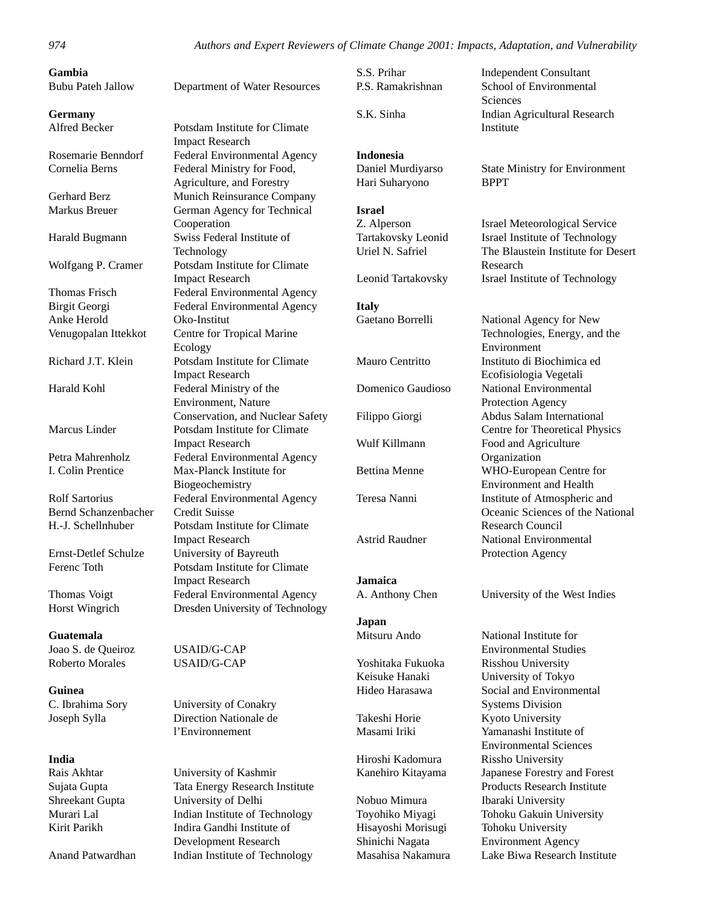**Gambia**

| | |
|---|---|
| Bubu Pateh Jallow | Department of Water Resources |

**Germany**

| | |
|---|---|
| Alfred Becker | Potsdam Institute for Climate Impact Research |
| Rosemarie Benndorf | Federal Environmental Agency |
| Cornelia Berns | Federal Ministry for Food, Agriculture, and Forestry |
| Gerhard Berz | Munich Reinsurance Company |
| Markus Breuer | German Agency for Technical Cooperation |
| Harald Bugmann | Swiss Federal Institute of Technology |
| Wolfgang P. Cramer | Potsdam Institute for Climate Impact Research |
| Thomas Frisch | Federal Environmental Agency |
| Birgit Georgi | Federal Environmental Agency |
| Anke Herold | Oko-Institut |
| Venugopalan Ittekkot | Centre for Tropical Marine Ecology |
| Richard J.T. Klein | Potsdam Institute for Climate Impact Research |
| Harald Kohl | Federal Ministry of the Environment, Nature Conservation, and Nuclear Safety |
| Marcus Linder | Potsdam Institute for Climate Impact Research |
| Petra Mahrenholz | Federal Environmental Agency |
| I. Colin Prentice | Max-Planck Institute for Biogeochemistry |
| Rolf Sartorius | Federal Environmental Agency |
| Bernd Schanzenbacher | Credit Suisse |
| H.-J. Schellnhuber | Potsdam Institute for Climate Impact Research |
| Ernst-Detlef Schulze | University of Bayreuth |
| Ferenc Toth | Potsdam Institute for Climate Impact Research |
| Thomas Voigt | Federal Environmental Agency |
| Horst Wingrich | Dresden University of Technology |

**Guatemala**

| | |
|---|---|
| Joao S. de Queiroz | USAID/G-CAP |
| Roberto Morales | USAID/G-CAP |

**Guinea**

| | |
|---|---|
| C. Ibrahima Sory | University of Conakry |
| Joseph Sylla | Direction Nationale de l'Environnement |

**India**

| | |
|---|---|
| Rais Akhtar | University of Kashmir |
| Sujata Gupta | Tata Energy Research Institute |
| Shreekant Gupta | University of Delhi |
| Murari Lal | Indian Institute of Technology |
| Kirit Parikh | Indira Gandhi Institute of Development Research |
| Anand Patwardhan | Indian Institute of Technology |
| S.S. Prihar | Independent Consultant |
| P.S. Ramakrishnan | School of Environmental Sciences |
| S.K. Sinha | Indian Agricultural Research Institute |

**Indonesia**

| | |
|---|---|
| Daniel Murdiyarso | State Ministry for Environment |
| Hari Suharyono | BPPT |

**Israel**

| | |
|---|---|
| Z. Alperson | Israel Meteorological Service |
| Tartakovsky Leonid | Israel Institute of Technology |
| Uriel N. Safriel | The Blaustein Institute for Desert Research |
| Leonid Tartakovsky | Israel Institute of Technology |

**Italy**

| | |
|---|---|
| Gaetano Borrelli | National Agency for New Technologies, Energy, and the Environment |
| Mauro Centritto | Instituto di Biochimica ed Ecofisiologia Vegetali |
| Domenico Gaudioso | National Environmental Protection Agency |
| Filippo Giorgi | Abdus Salam International Centre for Theoretical Physics |
| Wulf Killmann | Food and Agriculture Organization |
| Bettina Menne | WHO-European Centre for Environment and Health |
| Teresa Nanni | Institute of Atmospheric and Oceanic Sciences of the National Research Council |
| Astrid Raudner | National Environmental Protection Agency |

**Jamaica**

| | |
|---|---|
| A. Anthony Chen | University of the West Indies |

**Japan**

| | |
|---|---|
| Mitsuru Ando | National Institute for Environmental Studies |
| Yoshitaka Fukuoka | Risshou University |
| Keisuke Hanaki | University of Tokyo |
| Hideo Harasawa | Social and Environmental Systems Division |
| Takeshi Horie | Kyoto University |
| Masami Iriki | Yamanashi Institute of Environmental Sciences |
| Hiroshi Kadomura | Rissho University |
| Kanehiro Kitayama | Japanese Forestry and Forest Products Research Institute |
| Nobuo Mimura | Ibaraki University |
| Toyohiko Miyagi | Tohoku Gakuin University |
| Hisayoshi Morisugi | Tohoku University |
| Shinichi Nagata | Environment Agency |
| Masahisa Nakamura | Lake Biwa Research Institute |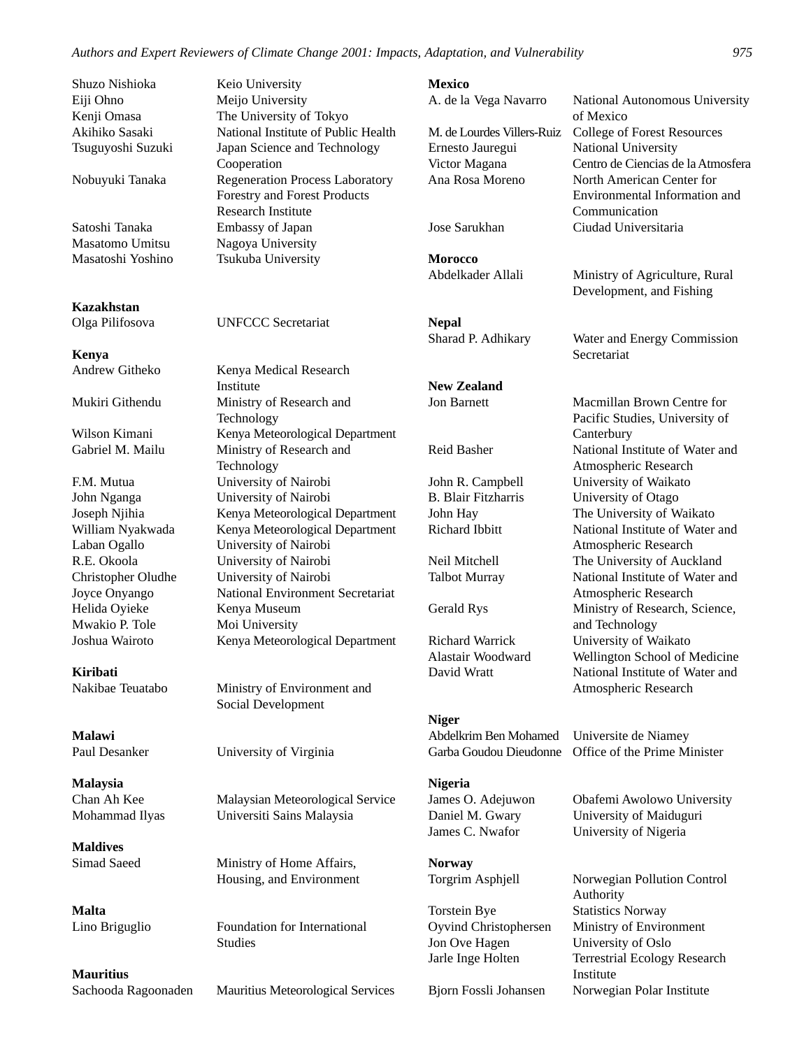| | |
|---|---|
| Shuzo Nishioka | Keio University |
| Eiji Ohno | Meijo University |
| Kenji Omasa | The University of Tokyo |
| Akihiko Sasaki | National Institute of Public Health |
| Tsuguyoshi Suzuki | Japan Science and Technology Cooperation |
| Nobuyuki Tanaka | Regeneration Process Laboratory Forestry and Forest Products Research Institute |
| Satoshi Tanaka | Embassy of Japan |
| Masatomo Umitsu | Nagoya University |
| Masatoshi Yoshino | Tsukuba University |

**Kazakhstan**

| | |
|---|---|
| Olga Pilifosova | UNFCCC Secretariat |

**Kenya**

| | |
|---|---|
| Andrew Githeko | Kenya Medical Research Institute |
| Mukiri Githendu | Ministry of Research and Technology |
| Wilson Kimani | Kenya Meteorological Department |
| Gabriel M. Mailu | Ministry of Research and Technology |
| F.M. Mutua | University of Nairobi |
| John Nganga | University of Nairobi |
| Joseph Njihia | Kenya Meteorological Department |
| William Nyakwada | Kenya Meteorological Department |
| Laban Ogallo | University of Nairobi |
| R.E. Okoola | University of Nairobi |
| Christopher Oludhe | University of Nairobi |
| Joyce Onyango | National Environment Secretariat |
| Helida Oyieke | Kenya Museum |
| Mwakio P. Tole | Moi University |
| Joshua Wairoto | Kenya Meteorological Department |

**Kiribati**

| | |
|---|---|
| Nakibae Teuatabo | Ministry of Environment and Social Development |

**Malawi**

| | |
|---|---|
| Paul Desanker | University of Virginia |

**Malaysia**

| | |
|---|---|
| Chan Ah Kee | Malaysian Meteorological Service |
| Mohammad Ilyas | Universiti Sains Malaysia |

**Maldives**

| | |
|---|---|
| Simad Saeed | Ministry of Home Affairs, Housing, and Environment |

**Malta**

| | |
|---|---|
| Lino Briguglio | Foundation for International Studies |

**Mauritius**

| | |
|---|---|
| Sachooda Ragoonaden | Mauritius Meteorological Services |

**Mexico**

| | |
|---|---|
| A. de la Vega Navarro | National Autonomous University of Mexico |
| M. de Lourdes Villers-Ruiz | College of Forest Resources |
| Ernesto Jauregui | National University |
| Victor Magana | Centro de Ciencias de la Atmosfera |
| Ana Rosa Moreno | North American Center for Environmental Information and Communication |
| Jose Sarukhan | Ciudad Universitaria |

**Morocco**

| | |
|---|---|
| Abdelkader Allali | Ministry of Agriculture, Rural Development, and Fishing |

**Nepal**

| | |
|---|---|
| Sharad P. Adhikary | Water and Energy Commission Secretariat |

**New Zealand**

| | |
|---|---|
| Jon Barnett | Macmillan Brown Centre for Pacific Studies, University of Canterbury |
| Reid Basher | National Institute of Water and Atmospheric Research |
| John R. Campbell | University of Waikato |
| B. Blair Fitzharris | University of Otago |
| John Hay | The University of Waikato |
| Richard Ibbitt | National Institute of Water and Atmospheric Research |
| Neil Mitchell | The University of Auckland |
| Talbot Murray | National Institute of Water and Atmospheric Research |
| Gerald Rys | Ministry of Research, Science, and Technology |
| Richard Warrick | University of Waikato |
| Alastair Woodward | Wellington School of Medicine |
| David Wratt | National Institute of Water and Atmospheric Research |

**Niger**

| | |
|---|---|
| Abdelkrim Ben Mohamed | Universite de Niamey |
| Garba Goudou Dieudonne | Office of the Prime Minister |

**Nigeria**

| | |
|---|---|
| James O. Adejuwon | Obafemi Awolowo University |
| Daniel M. Gwary | University of Maiduguri |
| James C. Nwafor | University of Nigeria |

**Norway**

| | |
|---|---|
| Torgrim Asphjell | Norwegian Pollution Control Authority |
| Torstein Bye | Statistics Norway |
| Oyvind Christophersen | Ministry of Environment |
| Jon Ove Hagen | University of Oslo |
| Jarle Inge Holten | Terrestrial Ecology Research Institute |
| Bjorn Fossli Johansen | Norwegian Polar Institute |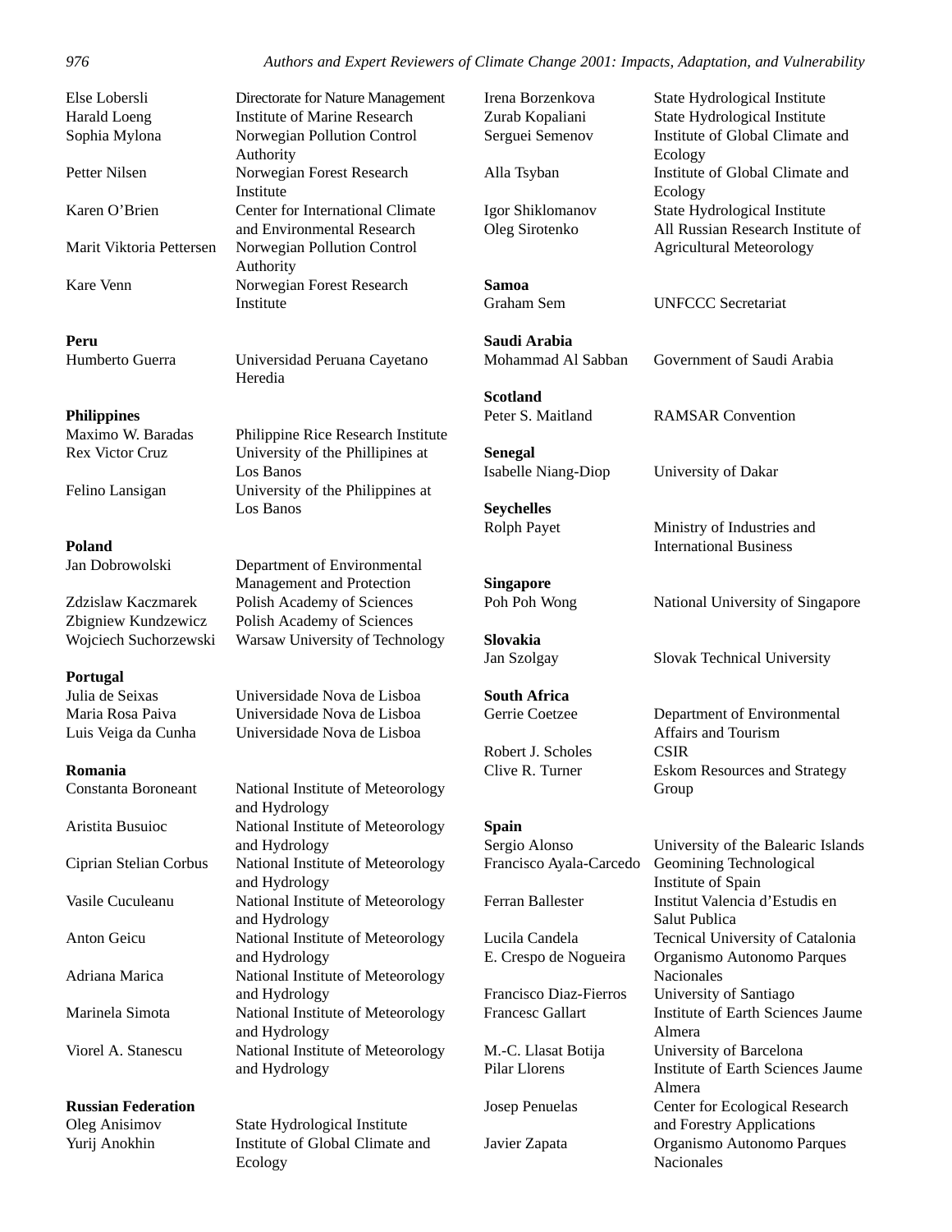Else Lobersli — Directorate for Nature Management
Harald Loeng — Institute of Marine Research
Sophia Mylona — Norwegian Pollution Control Authority
Petter Nilsen — Norwegian Forest Research Institute
Karen O'Brien — Center for International Climate and Environmental Research
Marit Viktoria Pettersen — Norwegian Pollution Control Authority
Kare Venn — Norwegian Forest Research Institute

**Peru**

Humberto Guerra — Universidad Peruana Cayetano Heredia

**Philippines**

Maximo W. Baradas — Philippine Rice Research Institute
Rex Victor Cruz — University of the Phillipines at Los Banos
Felino Lansigan — University of the Philippines at Los Banos

**Poland**

Jan Dobrowolski — Department of Environmental Management and Protection
Zdzislaw Kaczmarek — Polish Academy of Sciences
Zbigniew Kundzewicz — Polish Academy of Sciences
Wojciech Suchorzewski — Warsaw University of Technology

**Portugal**

Julia de Seixas — Universidade Nova de Lisboa
Maria Rosa Paiva — Universidade Nova de Lisboa
Luis Veiga da Cunha — Universidade Nova de Lisboa

**Romania**

Constanta Boroneant — National Institute of Meteorology and Hydrology
Aristita Busuioc — National Institute of Meteorology and Hydrology
Ciprian Stelian Corbus — National Institute of Meteorology and Hydrology
Vasile Cuculeanu — National Institute of Meteorology and Hydrology
Anton Geicu — National Institute of Meteorology and Hydrology
Adriana Marica — National Institute of Meteorology and Hydrology
Marinela Simota — National Institute of Meteorology and Hydrology
Viorel A. Stanescu — National Institute of Meteorology and Hydrology

**Russian Federation**

Oleg Anisimov — State Hydrological Institute
Yurij Anokhin — Institute of Global Climate and Ecology
Irena Borzenkova — State Hydrological Institute
Zurab Kopaliani — State Hydrological Institute
Serguei Semenov — Institute of Global Climate and Ecology
Alla Tsyban — Institute of Global Climate and Ecology
Igor Shiklomanov — State Hydrological Institute
Oleg Sirotenko — All Russian Research Institute of Agricultural Meteorology

**Samoa**

Graham Sem — UNFCCC Secretariat

**Saudi Arabia**

Mohammad Al Sabban — Government of Saudi Arabia

**Scotland**

Peter S. Maitland — RAMSAR Convention

**Senegal**

Isabelle Niang-Diop — University of Dakar

**Seychelles**

Rolph Payet — Ministry of Industries and International Business

**Singapore**

Poh Poh Wong — National University of Singapore

**Slovakia**

Jan Szolgay — Slovak Technical University

**South Africa**

Gerrie Coetzee — Department of Environmental Affairs and Tourism
Robert J. Scholes — CSIR
Clive R. Turner — Eskom Resources and Strategy Group

**Spain**

Sergio Alonso — University of the Balearic Islands
Francisco Ayala-Carcedo — Geomining Technological Institute of Spain
Ferran Ballester — Institut Valencia d'Estudis en Salut Publica
Lucila Candela — Tecnical University of Catalonia
E. Crespo de Nogueira — Organismo Autonomo Parques Nacionales
Francisco Diaz-Fierros — University of Santiago
Francesc Gallart — Institute of Earth Sciences Jaume Almera
M.-C. Llasat Botija — University of Barcelona
Pilar Llorens — Institute of Earth Sciences Jaume Almera
Josep Penuelas — Center for Ecological Research and Forestry Applications
Javier Zapata — Organismo Autonomo Parques Nacionales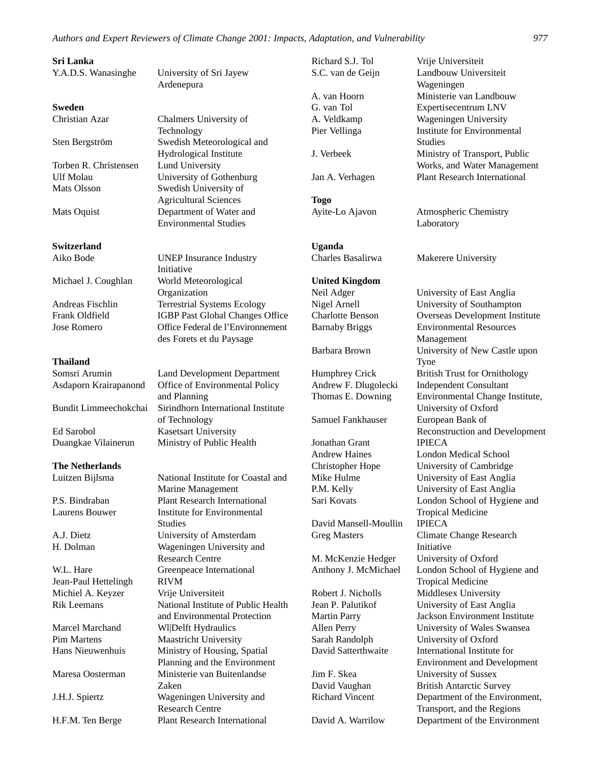**Sri Lanka**

| | |
|---|---|
| Y.A.D.S. Wanasinghe | University of Sri Jayew Ardenepura |

**Sweden**

| | |
|---|---|
| Christian Azar | Chalmers University of Technology |
| Sten Bergström | Swedish Meteorological and Hydrological Institute |
| Torben R. Christensen | Lund University |
| Ulf Molau | University of Gothenburg |
| Mats Olsson | Swedish University of Agricultural Sciences |
| Mats Oquist | Department of Water and Environmental Studies |

**Switzerland**

| | |
|---|---|
| Aiko Bode | UNEP Insurance Industry Initiative |
| Michael J. Coughlan | World Meteorological Organization |
| Andreas Fischlin | Terrestrial Systems Ecology |
| Frank Oldfield | IGBP Past Global Changes Office |
| Jose Romero | Office Federal de l'Environnement des Forets et du Paysage |

**Thailand**

| | |
|---|---|
| Somsri Arumin | Land Development Department |
| Asdaporn Krairapanond | Office of Environmental Policy and Planning |
| Bundit Limmeechokchai | Sirindhorn International Institute of Technology |
| Ed Sarobol | Kasetsart University |
| Duangkae Vilainerun | Ministry of Public Health |

**The Netherlands**

| | |
|---|---|
| Luitzen Bijlsma | National Institute for Coastal and Marine Management |
| P.S. Bindraban | Plant Research International |
| Laurens Bouwer | Institute for Environmental Studies |
| A.J. Dietz | University of Amsterdam |
| H. Dolman | Wageningen University and Research Centre |
| W.L. Hare | Greenpeace International |
| Jean-Paul Hettelingh | RIVM |
| Michiel A. Keyzer | Vrije Universiteit |
| Rik Leemans | National Institute of Public Health and Environmental Protection |
| Marcel Marchand | Wl|Delft Hydraulics |
| Pim Martens | Maastricht University |
| Hans Nieuwenhuis | Ministry of Housing, Spatial Planning and the Environment |
| Maresa Oosterman | Ministerie van Buitenlandse Zaken |
| J.H.J. Spiertz | Wageningen University and Research Centre |
| H.F.M. Ten Berge | Plant Research International |
| Richard S.J. Tol | Vrije Universiteit |
| S.C. van de Geijn | Landbouw Universiteit Wageningen |
| A. van Hoorn | Ministerie van Landbouw |
| G. van Tol | Expertisecentrum LNV |
| A. Veldkamp | Wageningen University |
| Pier Vellinga | Institute for Environmental Studies |
| J. Verbeek | Ministry of Transport, Public Works, and Water Management |
| Jan A. Verhagen | Plant Research International |

**Togo**

| | |
|---|---|
| Ayite-Lo Ajavon | Atmospheric Chemistry Laboratory |

**Uganda**

| | |
|---|---|
| Charles Basalirwa | Makerere University |

**United Kingdom**

| | |
|---|---|
| Neil Adger | University of East Anglia |
| Nigel Arnell | University of Southampton |
| Charlotte Benson | Overseas Development Institute |
| Barnaby Briggs | Environmental Resources Management |
| Barbara Brown | University of New Castle upon Tyne |
| Humphrey Crick | British Trust for Ornithology |
| Andrew F. Dlugolecki | Independent Consultant |
| Thomas E. Downing | Environmental Change Institute, University of Oxford |
| Samuel Fankhauser | European Bank of Reconstruction and Development |
| Jonathan Grant | IPIECA |
| Andrew Haines | London Medical School |
| Christopher Hope | University of Cambridge |
| Mike Hulme | University of East Anglia |
| P.M. Kelly | University of East Anglia |
| Sari Kovats | London School of Hygiene and Tropical Medicine |
| David Mansell-Moullin | IPIECA |
| Greg Masters | Climate Change Research Initiative |
| M. McKenzie Hedger | University of Oxford |
| Anthony J. McMichael | London School of Hygiene and Tropical Medicine |
| Robert J. Nicholls | Middlesex University |
| Jean P. Palutikof | University of East Anglia |
| Martin Parry | Jackson Environment Institute |
| Allen Perry | University of Wales Swansea |
| Sarah Randolph | University of Oxford |
| David Satterthwaite | International Institute for Environment and Development |
| Jim F. Skea | University of Sussex |
| David Vaughan | British Antarctic Survey |
| Richard Vincent | Department of the Environment, Transport, and the Regions |
| David A. Warrilow | Department of the Environment |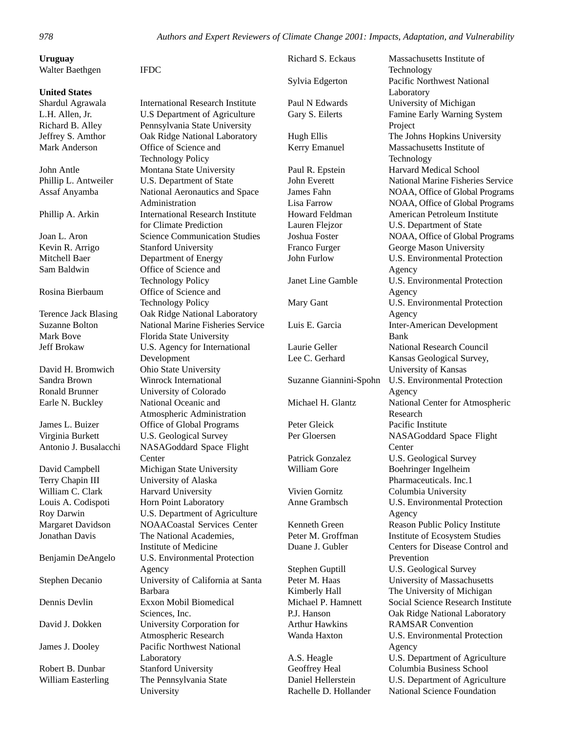**Uruguay**

| | |
|---|---|
| Walter Baethgen | IFDC |

**United States**

| | |
|---|---|
| Shardul Agrawala | International Research Institute |
| L.H. Allen, Jr. | U.S Department of Agriculture |
| Richard B. Alley | Pennsylvania State University |
| Jeffrey S. Amthor | Oak Ridge National Laboratory |
| Mark Anderson | Office of Science and Technology Policy |
| John Antle | Montana State University |
| Phillip L. Antweiler | U.S. Department of State |
| Assaf Anyamba | National Aeronautics and Space Administration |
| Phillip A. Arkin | International Research Institute for Climate Prediction |
| Joan L. Aron | Science Communication Studies |
| Kevin R. Arrigo | Stanford University |
| Mitchell Baer | Department of Energy |
| Sam Baldwin | Office of Science and Technology Policy |
| Rosina Bierbaum | Office of Science and Technology Policy |
| Terence Jack Blasing | Oak Ridge National Laboratory |
| Suzanne Bolton | National Marine Fisheries Service |
| Mark Bove | Florida State University |
| Jeff Brokaw | U.S. Agency for International Development |
| David H. Bromwich | Ohio State University |
| Sandra Brown | Winrock International |
| Ronald Brunner | University of Colorado |
| Earle N. Buckley | National Oceanic and Atmospheric Administration |
| James L. Buizer | Office of Global Programs |
| Virginia Burkett | U.S. Geological Survey |
| Antonio J. Busalacchi | NASAGoddard Space Flight Center |
| David Campbell | Michigan State University |
| Terry Chapin III | University of Alaska |
| William C. Clark | Harvard University |
| Louis A. Codispoti | Horn Point Laboratory |
| Roy Darwin | U.S. Department of Agriculture |
| Margaret Davidson | NOAACoastal Services Center |
| Jonathan Davis | The National Academies, Institute of Medicine |
| Benjamin DeAngelo | U.S. Environmental Protection Agency |
| Stephen Decanio | University of California at Santa Barbara |
| Dennis Devlin | Exxon Mobil Biomedical Sciences, Inc. |
| David J. Dokken | University Corporation for Atmospheric Research |
| James J. Dooley | Pacific Northwest National Laboratory |
| Robert B. Dunbar | Stanford University |
| William Easterling | The Pennsylvania State University |
| Richard S. Eckaus | Massachusetts Institute of Technology |
| Sylvia Edgerton | Pacific Northwest National Laboratory |
| Paul N Edwards | University of Michigan |
| Gary S. Eilerts | Famine Early Warning System Project |
| Hugh Ellis | The Johns Hopkins University |
| Kerry Emanuel | Massachusetts Institute of Technology |
| Paul R. Epstein | Harvard Medical School |
| John Everett | National Marine Fisheries Service |
| James Fahn | NOAA, Office of Global Programs |
| Lisa Farrow | NOAA, Office of Global Programs |
| Howard Feldman | American Petroleum Institute |
| Lauren Flejzor | U.S. Department of State |
| Joshua Foster | NOAA, Office of Global Programs |
| Franco Furger | George Mason University |
| John Furlow | U.S. Environmental Protection Agency |
| Janet Line Gamble | U.S. Environmental Protection Agency |
| Mary Gant | U.S. Environmental Protection Agency |
| Luis E. Garcia | Inter-American Development Bank |
| Laurie Geller | National Research Council |
| Lee C. Gerhard | Kansas Geological Survey, University of Kansas |
| Suzanne Giannini-Spohn | U.S. Environmental Protection Agency |
| Michael H. Glantz | National Center for Atmospheric Research |
| Peter Gleick | Pacific Institute |
| Per Gloersen | NASAGoddard Space Flight Center |
| Patrick Gonzalez | U.S. Geological Survey |
| William Gore | Boehringer Ingelheim Pharmaceuticals. Inc.1 |
| Vivien Gornitz | Columbia University |
| Anne Grambsch | U.S. Environmental Protection Agency |
| Kenneth Green | Reason Public Policy Institute |
| Peter M. Groffman | Institute of Ecosystem Studies |
| Duane J. Gubler | Centers for Disease Control and Prevention |
| Stephen Guptill | U.S. Geological Survey |
| Peter M. Haas | University of Massachusetts |
| Kimberly Hall | The University of Michigan |
| Michael P. Hamnett | Social Science Research Institute |
| P.J. Hanson | Oak Ridge National Laboratory |
| Arthur Hawkins | RAMSAR Convention |
| Wanda Haxton | U.S. Environmental Protection Agency |
| A.S. Heagle | U.S. Department of Agriculture |
| Geoffrey Heal | Columbia Business School |
| Daniel Hellerstein | U.S. Department of Agriculture |
| Rachelle D. Hollander | National Science Foundation |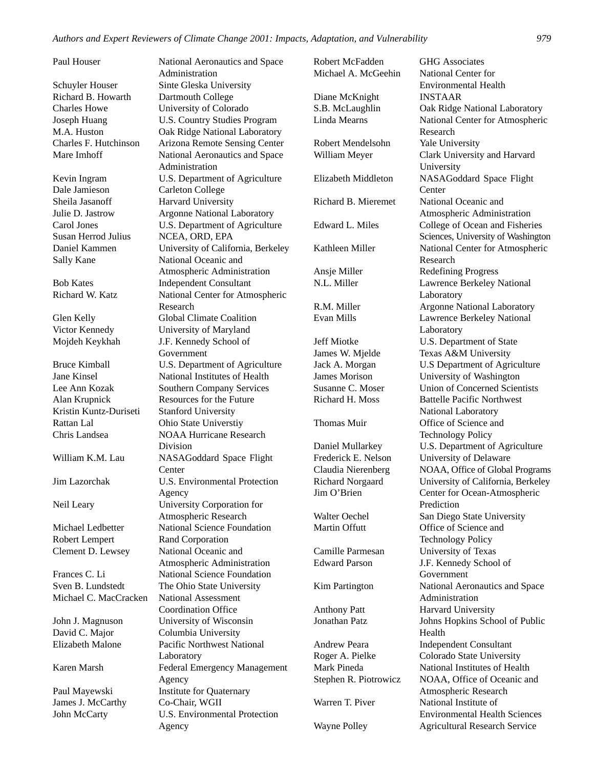| | |
|---|---|
| Paul Houser | National Aeronautics and Space Administration |
| Schuyler Houser | Sinte Gleska University |
| Richard B. Howarth | Dartmouth College |
| Charles Howe | University of Colorado |
| Joseph Huang | U.S. Country Studies Program |
| M.A. Huston | Oak Ridge National Laboratory |
| Charles F. Hutchinson | Arizona Remote Sensing Center |
| Mare Imhoff | National Aeronautics and Space Administration |
| Kevin Ingram | U.S. Department of Agriculture |
| Dale Jamieson | Carleton College |
| Sheila Jasanoff | Harvard University |
| Julie D. Jastrow | Argonne National Laboratory |
| Carol Jones | U.S. Department of Agriculture |
| Susan Herrod Julius | NCEA, ORD, EPA |
| Daniel Kammen | University of California, Berkeley |
| Sally Kane | National Oceanic and Atmospheric Administration |
| Bob Kates | Independent Consultant |
| Richard W. Katz | National Center for Atmospheric Research |
| Glen Kelly | Global Climate Coalition |
| Victor Kennedy | University of Maryland |
| Mojdeh Keykhah | J.F. Kennedy School of Government |
| Bruce Kimball | U.S. Department of Agriculture |
| Jane Kinsel | National Institutes of Health |
| Lee Ann Kozak | Southern Company Services |
| Alan Krupnick | Resources for the Future |
| Kristin Kuntz-Duriseti | Stanford University |
| Rattan Lal | Ohio State Universtiy |
| Chris Landsea | NOAA Hurricane Research Division |
| William K.M. Lau | NASAGoddard Space Flight Center |
| Jim Lazorchak | U.S. Environmental Protection Agency |
| Neil Leary | University Corporation for Atmospheric Research |
| Michael Ledbetter | National Science Foundation |
| Robert Lempert | Rand Corporation |
| Clement D. Lewsey | National Oceanic and Atmospheric Administration |
| Frances C. Li | National Science Foundation |
| Sven B. Lundstedt | The Ohio State University |
| Michael C. MacCracken | National Assessment Coordination Office |
| John J. Magnuson | University of Wisconsin |
| David C. Major | Columbia University |
| Elizabeth Malone | Pacific Northwest National Laboratory |
| Karen Marsh | Federal Emergency Management Agency |
| Paul Mayewski | Institute for Quaternary |
| James J. McCarthy | Co-Chair, WGII |
| John McCarty | U.S. Environmental Protection Agency |
| Robert McFadden | GHG Associates |
| Michael A. McGeehin | National Center for Environmental Health |
| Diane McKnight | INSTAAR |
| S.B. McLaughlin | Oak Ridge National Laboratory |
| Linda Mearns | National Center for Atmospheric Research |
| Robert Mendelsohn | Yale University |
| William Meyer | Clark University and Harvard University |
| Elizabeth Middleton | NASAGoddard Space Flight Center |
| Richard B. Mieremet | National Oceanic and Atmospheric Administration |
| Edward L. Miles | College of Ocean and Fisheries Sciences, University of Washington |
| Kathleen Miller | National Center for Atmospheric Research |
| Ansje Miller | Redefining Progress |
| N.L. Miller | Lawrence Berkeley National Laboratory |
| R.M. Miller | Argonne National Laboratory |
| Evan Mills | Lawrence Berkeley National Laboratory |
| Jeff Miotke | U.S. Department of State |
| James W. Mjelde | Texas A&M University |
| Jack A. Morgan | U.S Department of Agriculture |
| James Morison | University of Washington |
| Susanne C. Moser | Union of Concerned Scientists |
| Richard H. Moss | Battelle Pacific Northwest National Laboratory |
| Thomas Muir | Office of Science and Technology Policy |
| Daniel Mullarkey | U.S. Department of Agriculture |
| Frederick E. Nelson | University of Delaware |
| Claudia Nierenberg | NOAA, Office of Global Programs |
| Richard Norgaard | University of California, Berkeley |
| Jim O'Brien | Center for Ocean-Atmospheric Prediction |
| Walter Oechel | San Diego State University |
| Martin Offutt | Office of Science and Technology Policy |
| Camille Parmesan | University of Texas |
| Edward Parson | J.F. Kennedy School of Government |
| Kim Partington | National Aeronautics and Space Administration |
| Anthony Patt | Harvard University |
| Jonathan Patz | Johns Hopkins School of Public Health |
| Andrew Peara | Independent Consultant |
| Roger A. Pielke | Colorado State University |
| Mark Pineda | National Institutes of Health |
| Stephen R. Piotrowicz | NOAA, Office of Oceanic and Atmospheric Research |
| Warren T. Piver | National Institute of Environmental Health Sciences |
| Wayne Polley | Agricultural Research Service |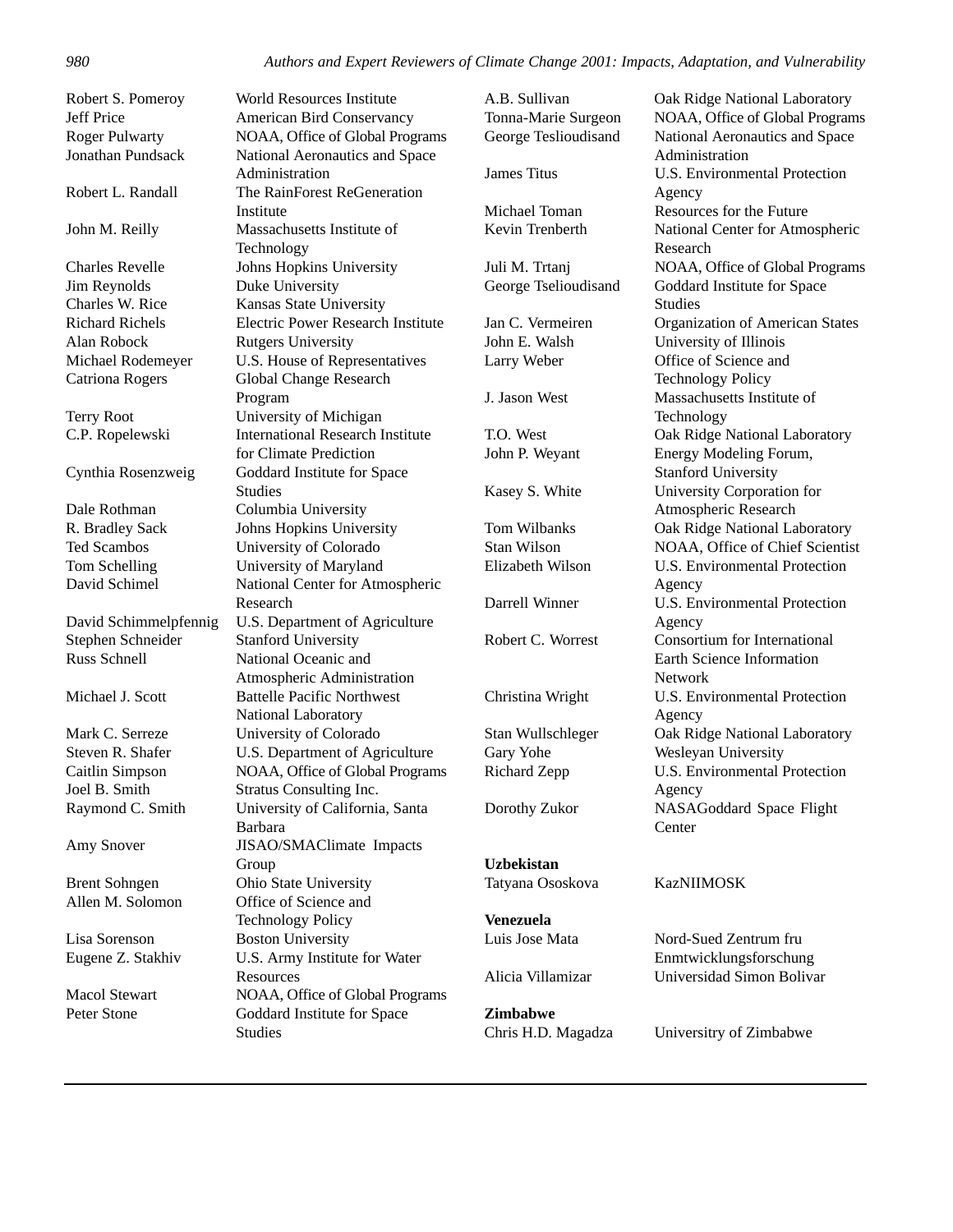| | |
|---|---|
| Robert S. Pomeroy | World Resources Institute |
| Jeff Price | American Bird Conservancy |
| Roger Pulwarty | NOAA, Office of Global Programs |
| Jonathan Pundsack | National Aeronautics and Space Administration |
| Robert L. Randall | The RainForest ReGeneration Institute |
| John M. Reilly | Massachusetts Institute of Technology |
| Charles Revelle | Johns Hopkins University |
| Jim Reynolds | Duke University |
| Charles W. Rice | Kansas State University |
| Richard Richels | Electric Power Research Institute |
| Alan Robock | Rutgers University |
| Michael Rodemeyer | U.S. House of Representatives |
| Catriona Rogers | Global Change Research Program |
| Terry Root | University of Michigan |
| C.P. Ropelewski | International Research Institute for Climate Prediction |
| Cynthia Rosenzweig | Goddard Institute for Space Studies |
| Dale Rothman | Columbia University |
| R. Bradley Sack | Johns Hopkins University |
| Ted Scambos | University of Colorado |
| Tom Schelling | University of Maryland |
| David Schimel | National Center for Atmospheric Research |
| David Schimmelpfennig | U.S. Department of Agriculture |
| Stephen Schneider | Stanford University |
| Russ Schnell | National Oceanic and Atmospheric Administration |
| Michael J. Scott | Battelle Pacific Northwest National Laboratory |
| Mark C. Serreze | University of Colorado |
| Steven R. Shafer | U.S. Department of Agriculture |
| Caitlin Simpson | NOAA, Office of Global Programs |
| Joel B. Smith | Stratus Consulting Inc. |
| Raymond C. Smith | University of California, Santa Barbara |
| Amy Snover | JISAO/SMAClimate Impacts Group |
| Brent Sohngen | Ohio State University |
| Allen M. Solomon | Office of Science and Technology Policy |
| Lisa Sorenson | Boston University |
| Eugene Z. Stakhiv | U.S. Army Institute for Water Resources |
| Macol Stewart | NOAA, Office of Global Programs |
| Peter Stone | Goddard Institute for Space Studies |
| A.B. Sullivan | Oak Ridge National Laboratory |
| Tonna-Marie Surgeon | NOAA, Office of Global Programs |
| George Teslioudisand | National Aeronautics and Space Administration |
| James Titus | U.S. Environmental Protection Agency |
| Michael Toman | Resources for the Future |
| Kevin Trenberth | National Center for Atmospheric Research |
| Juli M. Trtanj | NOAA, Office of Global Programs |
| George Tselioudisand | Goddard Institute for Space Studies |
| Jan C. Vermeiren | Organization of American States |
| John E. Walsh | University of Illinois |
| Larry Weber | Office of Science and Technology Policy |
| J. Jason West | Massachusetts Institute of Technology |
| T.O. West | Oak Ridge National Laboratory |
| John P. Weyant | Energy Modeling Forum, Stanford University |
| Kasey S. White | University Corporation for Atmospheric Research |
| Tom Wilbanks | Oak Ridge National Laboratory |
| Stan Wilson | NOAA, Office of Chief Scientist |
| Elizabeth Wilson | U.S. Environmental Protection Agency |
| Darrell Winner | U.S. Environmental Protection Agency |
| Robert C. Worrest | Consortium for International Earth Science Information Network |
| Christina Wright | U.S. Environmental Protection Agency |
| Stan Wullschleger | Oak Ridge National Laboratory |
| Gary Yohe | Wesleyan University |
| Richard Zepp | U.S. Environmental Protection Agency |
| Dorothy Zukor | NASAGoddard Space Flight Center |

**Uzbekistan**

| | |
|---|---|
| Tatyana Ososkova | KazNIIMOSK |

**Venezuela**

| | |
|---|---|
| Luis Jose Mata | Nord-Sued Zentrum fru Enmtwicklungsforschung |
| Alicia Villamizar | Universidad Simon Bolivar |

**Zimbabwe**

| | |
|---|---|
| Chris H.D. Magadza | Universitry of Zimbabwe |